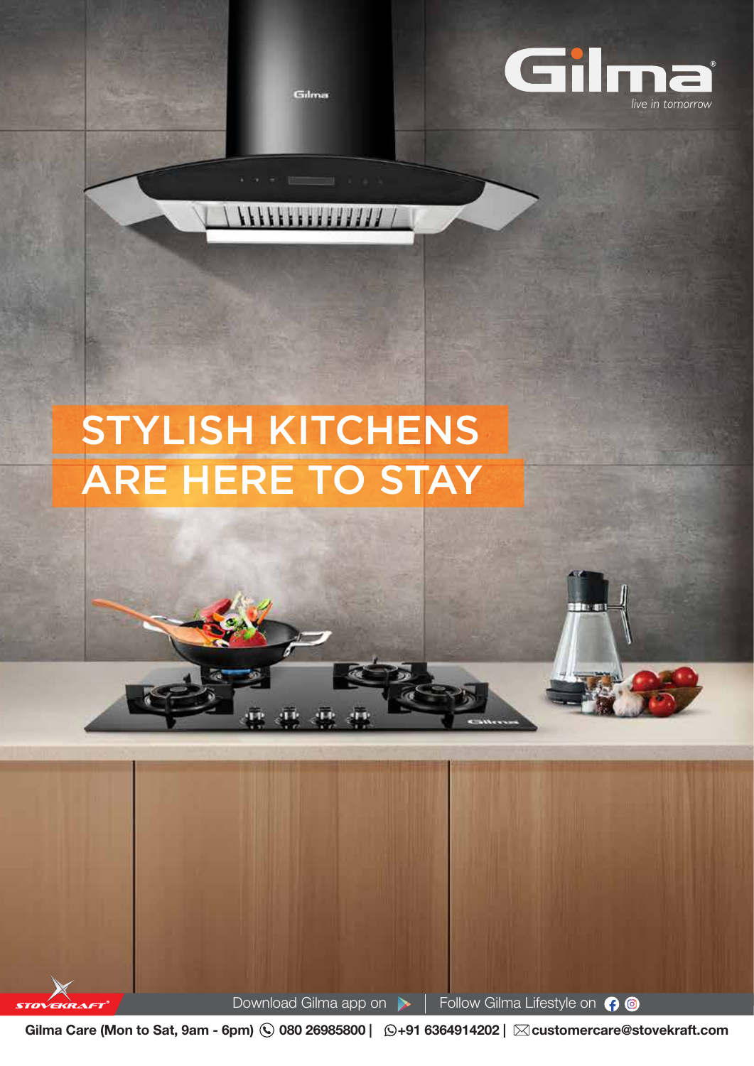# Gilma

*live in tomorrow*

## STYLISH KITCHENS ARE HERE TO STAY

STOVEKRAFT

Download Gilma app on | Follow Gilma Lifestyle on

**Gilma Care (Mon to Sat, 9am - 6pm) 080 26985800 | +91 6364914202 | customercare@stovekraft.com**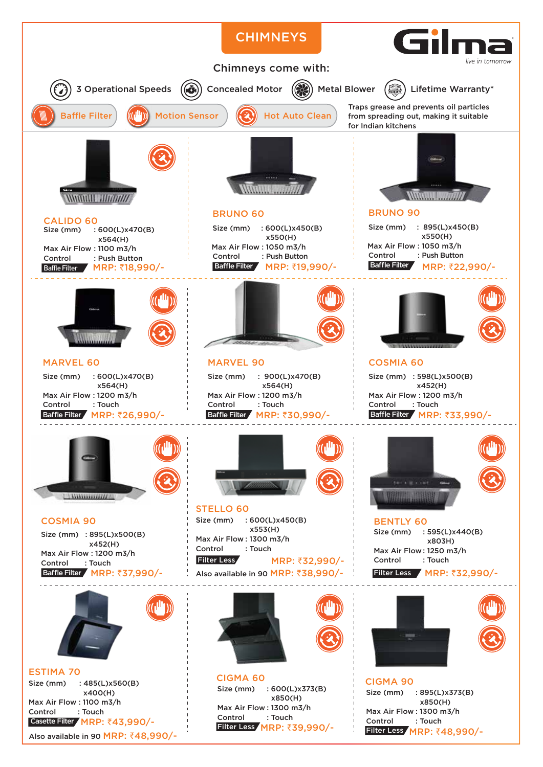# CHIMNEYS

**Gilma** *live in tomorrow*

## Chimneys come with:

- 3 Operational Speeds
- Concealed Motor
- Metal Blower
- Lifetime Warranty*

- Baffle Filter
- Motion Sensor
- Hot Auto Clean

Traps grease and prevents oil particles from spreading out, making it suitable for Indian kitchens

---

### CALIDO 60

Size (mm) : 600(L)x470(B) x564(H)
Max Air Flow : 1100 m3/h
Control : Push Button
Baffle Filter **MRP: ₹18,990/-**

### BRUNO 60

Size (mm) : 600(L)x450(B) x550(H)
Max Air Flow : 1050 m3/h
Control : Push Button
Baffle Filter **MRP: ₹19,990/-**

### BRUNO 90

Size (mm) : 895(L)x450(B) x550(H)
Max Air Flow : 1050 m3/h
Control : Push Button
Baffle Filter **MRP: ₹22,990/-**

---

### MARVEL 60

Size (mm) : 600(L)x470(B) x564(H)
Max Air Flow : 1200 m3/h
Control : Touch
Baffle Filter **MRP: ₹26,990/-**

### MARVEL 90

Size (mm) : 900(L)x470(B) x564(H)
Max Air Flow : 1200 m3/h
Control : Touch
Baffle Filter **MRP: ₹30,990/-**

### COSMIA 60

Size (mm) : 598(L)x500(B) x452(H)
Max Air Flow : 1200 m3/h
Control : Touch
Baffle Filter **MRP: ₹33,990/-**

---

### COSMIA 90

Size (mm) : 895(L)x500(B) x452(H)
Max Air Flow : 1200 m3/h
Control : Touch
Baffle Filter **MRP: ₹37,990/-**

### STELLO 60

Size (mm) : 600(L)x450(B) x553(H)
Max Air Flow : 1300 m3/h
Control : Touch
Filter Less **MRP: ₹32,990/-**
Also available in 90 **MRP: ₹38,990/-**

### BENTLY 60

Size (mm) : 595(L)x440(B) x803H)
Max Air Flow : 1250 m3/h
Control : Touch
Filter Less **MRP: ₹32,990/-**

---

### ESTIMA 70

Size (mm) : 485(L)x560(B) x400(H)
Max Air Flow : 1100 m3/h
Control : Touch
Casette Filter **MRP: ₹43,990/-**
Also available in 90 **MRP: ₹48,990/-**

### CIGMA 60

Size (mm) : 600(L)x373(B) x850(H)
Max Air Flow : 1300 m3/h
Control : Touch
Filter Less **MRP: ₹39,990/-**

### CIGMA 90

Size (mm) : 895(L)x373(B) x850(H)
Max Air Flow : 1300 m3/h
Control : Touch
Filter Less **MRP: ₹48,990/-**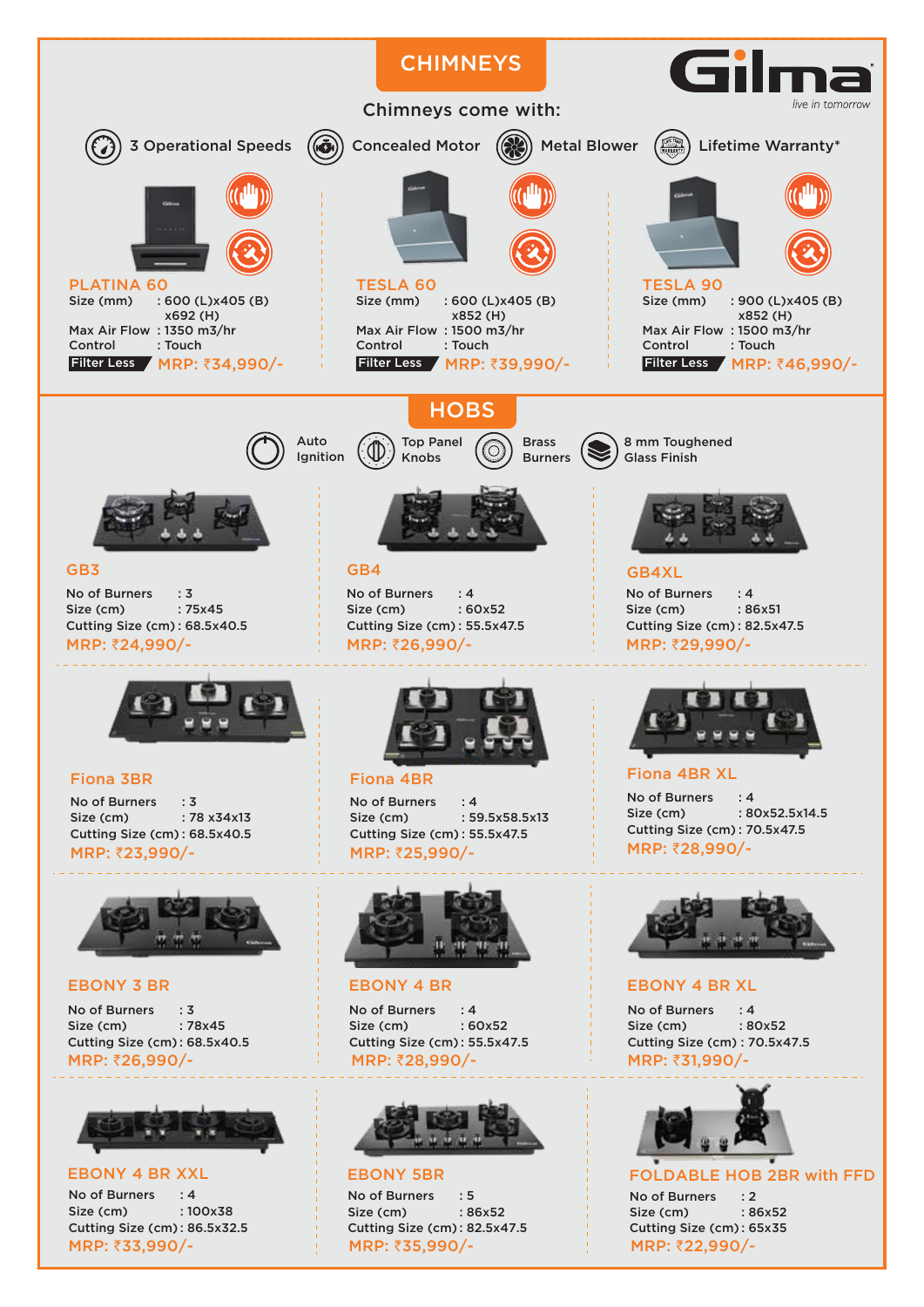# CHIMNEYS

**Gilma**
*live in tomorrow*

Chimneys come with:

- 3 Operational Speeds
- Concealed Motor
- Metal Blower
- Lifetime Warranty*

### PLATINA 60

Size (mm) : 600 (L)x405 (B) x692 (H)
Max Air Flow : 1350 m3/hr
Control : Touch
Filter Less **MRP: ₹34,990/-**

### TESLA 60

Size (mm) : 600 (L)x405 (B) x852 (H)
Max Air Flow : 1500 m3/hr
Control : Touch
Filter Less **MRP: ₹39,990/-**

### TESLA 90

Size (mm) : 900 (L)x405 (B) x852 (H)
Max Air Flow : 1500 m3/hr
Control : Touch
Filter Less **MRP: ₹46,990/-**

# HOBS

- Auto Ignition
- Top Panel Knobs
- Brass Burners
- 8 mm Toughened Glass Finish

### GB3

No of Burners : 3
Size (cm) : 75x45
Cutting Size (cm) : 68.5x40.5
**MRP: ₹24,990/-**

### GB4

No of Burners : 4
Size (cm) : 60x52
Cutting Size (cm) : 55.5x47.5
**MRP: ₹26,990/-**

### GB4XL

No of Burners : 4
Size (cm) : 86x51
Cutting Size (cm) : 82.5x47.5
**MRP: ₹29,990/-**

### Fiona 3BR

No of Burners : 3
Size (cm) : 78 x34x13
Cutting Size (cm) : 68.5x40.5
**MRP: ₹23,990/-**

### Fiona 4BR

No of Burners : 4
Size (cm) : 59.5x58.5x13
Cutting Size (cm) : 55.5x47.5
**MRP: ₹25,990/-**

### Fiona 4BR XL

No of Burners : 4
Size (cm) : 80x52.5x14.5
Cutting Size (cm) : 70.5x47.5
**MRP: ₹28,990/-**

### EBONY 3 BR

No of Burners : 3
Size (cm) : 78x45
Cutting Size (cm) : 68.5x40.5
**MRP: ₹26,990/-**

### EBONY 4 BR

No of Burners : 4
Size (cm) : 60x52
Cutting Size (cm) : 55.5x47.5
**MRP: ₹28,990/-**

### EBONY 4 BR XL

No of Burners : 4
Size (cm) : 80x52
Cutting Size (cm) : 70.5x47.5
**MRP: ₹31,990/-**

### EBONY 4 BR XXL

No of Burners : 4
Size (cm) : 100x38
Cutting Size (cm) : 86.5x32.5
**MRP: ₹33,990/-**

### EBONY 5BR

No of Burners : 5
Size (cm) : 86x52
Cutting Size (cm) : 82.5x47.5
**MRP: ₹35,990/-**

### FOLDABLE HOB 2BR with FFD

No of Burners : 2
Size (cm) : 86x52
Cutting Size (cm) : 65x35
**MRP: ₹22,990/-**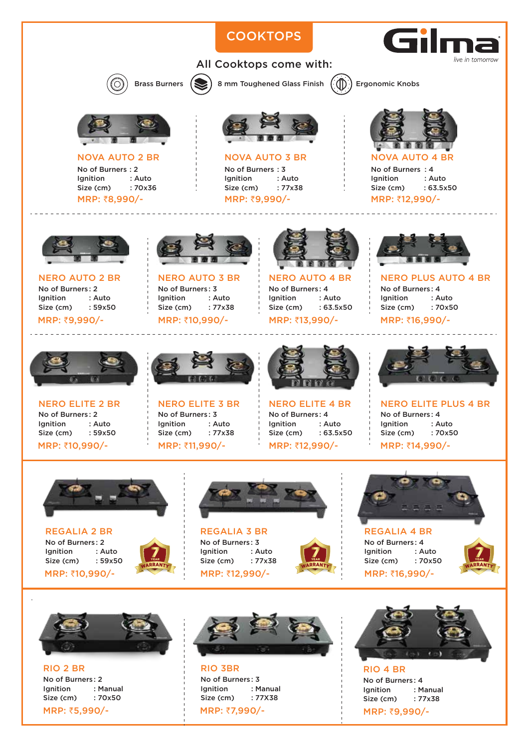# COOKTOPS

**Gilma**
*live in tomorrow*

## All Cooktops come with:

- Brass Burners
- 8 mm Toughened Glass Finish
- Ergonomic Knobs

### NOVA AUTO 2 BR
No of Burners : 2
Ignition : Auto
Size (cm) : 70x36
**MRP: ₹8,990/-**

### NOVA AUTO 3 BR
No of Burners : 3
Ignition : Auto
Size (cm) : 77x38
**MRP: ₹9,990/-**

### NOVA AUTO 4 BR
No of Burners : 4
Ignition : Auto
Size (cm) : 63.5x50
**MRP: ₹12,990/-**

### NERO AUTO 2 BR
No of Burners : 2
Ignition : Auto
Size (cm) : 59x50
**MRP: ₹9,990/-**

### NERO AUTO 3 BR
No of Burners : 3
Ignition : Auto
Size (cm) : 77x38
**MRP: ₹10,990/-**

### NERO AUTO 4 BR
No of Burners : 4
Ignition : Auto
Size (cm) : 63.5x50
**MRP: ₹13,990/-**

### NERO PLUS AUTO 4 BR
No of Burners : 4
Ignition : Auto
Size (cm) : 70x50
**MRP: ₹16,990/-**

### NERO ELITE 2 BR
No of Burners : 2
Ignition : Auto
Size (cm) : 59x50
**MRP: ₹10,990/-**

### NERO ELITE 3 BR
No of Burners : 3
Ignition : Auto
Size (cm) : 77x38
**MRP: ₹11,990/-**

### NERO ELITE 4 BR
No of Burners : 4
Ignition : Auto
Size (cm) : 63.5x50
**MRP: ₹12,990/-**

### NERO ELITE PLUS 4 BR
No of Burners : 4
Ignition : Auto
Size (cm) : 70x50
**MRP: ₹14,990/-**

### REGALIA 2 BR
No of Burners : 2
Ignition : Auto
Size (cm) : 59x50
**MRP: ₹10,990/-**
7 YEAR WARRANTY

### REGALIA 3 BR
No of Burners : 3
Ignition : Auto
Size (cm) : 77x38
**MRP: ₹12,990/-**
7 YEAR WARRANTY

### REGALIA 4 BR
No of Burners : 4
Ignition : Auto
Size (cm) : 70x50
**MRP: ₹16,990/-**
7 YEAR WARRANTY

### RIO 2 BR
No of Burners : 2
Ignition : Manual
Size (cm) : 70x50
**MRP: ₹5,990/-**

### RIO 3BR
No of Burners : 3
Ignition : Manual
Size (cm) : 77X38
**MRP: ₹7,990/-**

### RIO 4 BR
No of Burners : 4
Ignition : Manual
Size (cm) : 77x38
**MRP: ₹9,990/-**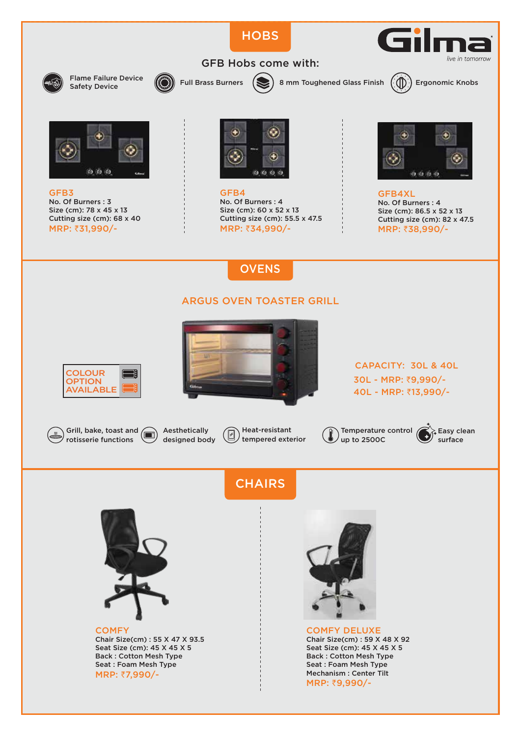# HOBS

Gilma
*live in tomorrow*

## GFB Hobs come with:

- Flame Failure Device Safety Device
- Full Brass Burners
- 8 mm Toughened Glass Finish
- Ergonomic Knobs

### GFB3
No. Of Burners : 3
Size (cm): 78 x 45 x 13
Cutting size (cm): 68 x 40
MRP: ₹31,990/-

### GFB4
No. Of Burners : 4
Size (cm): 60 x 52 x 13
Cutting size (cm): 55.5 x 47.5
MRP: ₹34,990/-

### GFB4XL
No. Of Burners : 4
Size (cm): 86.5 x 52 x 13
Cutting size (cm): 82 x 47.5
MRP: ₹38,990/-

# OVENS

## ARGUS OVEN TOASTER GRILL

COLOUR OPTION AVAILABLE

CAPACITY: 30L & 40L
30L - MRP: ₹9,990/-
40L - MRP: ₹13,990/-

- Grill, bake, toast and rotisserie functions
- Aesthetically designed body
- Heat-resistant tempered exterior
- Temperature control up to 2500C
- Easy clean surface

# CHAIRS

### COMFY
Chair Size(cm) : 55 X 47 X 93.5
Seat Size (cm): 45 X 45 X 5
Back : Cotton Mesh Type
Seat : Foam Mesh Type
MRP: ₹7,990/-

### COMFY DELUXE
Chair Size(cm) : 59 X 48 X 92
Seat Size (cm): 45 X 45 X 5
Back : Cotton Mesh Type
Seat : Foam Mesh Type
Mechanism : Center Tilt
MRP: ₹9,990/-